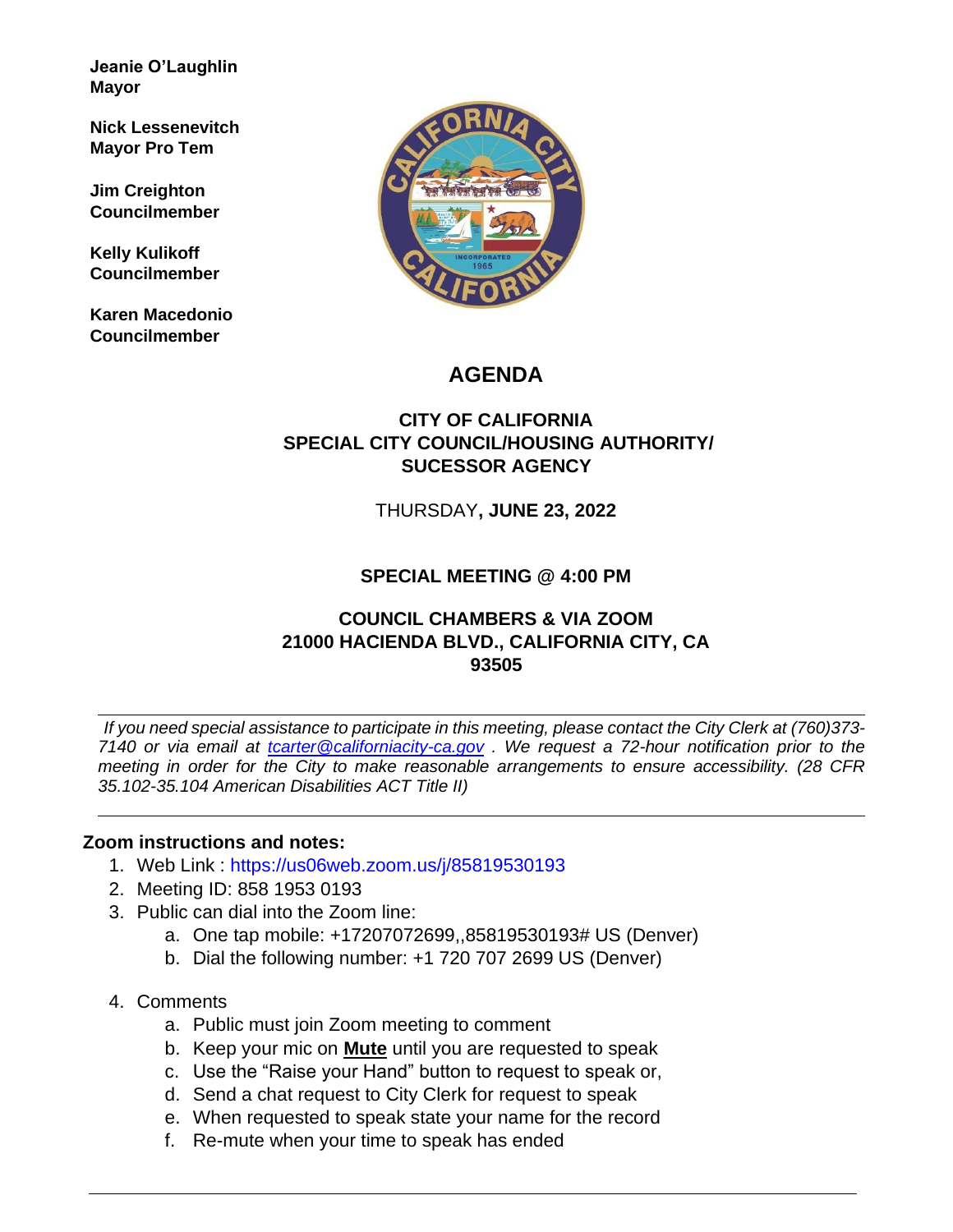**Jeanie O'Laughlin**
**Mayor**

**Nick Lessenevitch**
**Mayor Pro Tem**

**Jim Creighton**
**Councilmember**

**Kelly Kulikoff**
**Councilmember**

**Karen Macedonio**
**Councilmember**

# AGENDA

## CITY OF CALIFORNIA SPECIAL CITY COUNCIL/HOUSING AUTHORITY/ SUCESSOR AGENCY

THURSDAY**, JUNE 23, 2022**

**SPECIAL MEETING @ 4:00 PM**

**COUNCIL CHAMBERS & VIA ZOOM**
**21000 HACIENDA BLVD., CALIFORNIA CITY, CA 93505**

---

*If you need special assistance to participate in this meeting, please contact the City Clerk at (760)373-7140 or via email at tcarter@californiacity-ca.gov . We request a 72-hour notification prior to the meeting in order for the City to make reasonable arrangements to ensure accessibility. (28 CFR 35.102-35.104 American Disabilities ACT Title II)*

---

**Zoom instructions and notes:**

1. Web Link : https://us06web.zoom.us/j/85819530193
2. Meeting ID: 858 1953 0193
3. Public can dial into the Zoom line:
   a. One tap mobile: +17207072699,,85819530193# US (Denver)
   b. Dial the following number: +1 720 707 2699 US (Denver)
4. Comments
   a. Public must join Zoom meeting to comment
   b. Keep your mic on **Mute** until you are requested to speak
   c. Use the "Raise your Hand" button to request to speak or,
   d. Send a chat request to City Clerk for request to speak
   e. When requested to speak state your name for the record
   f. Re-mute when your time to speak has ended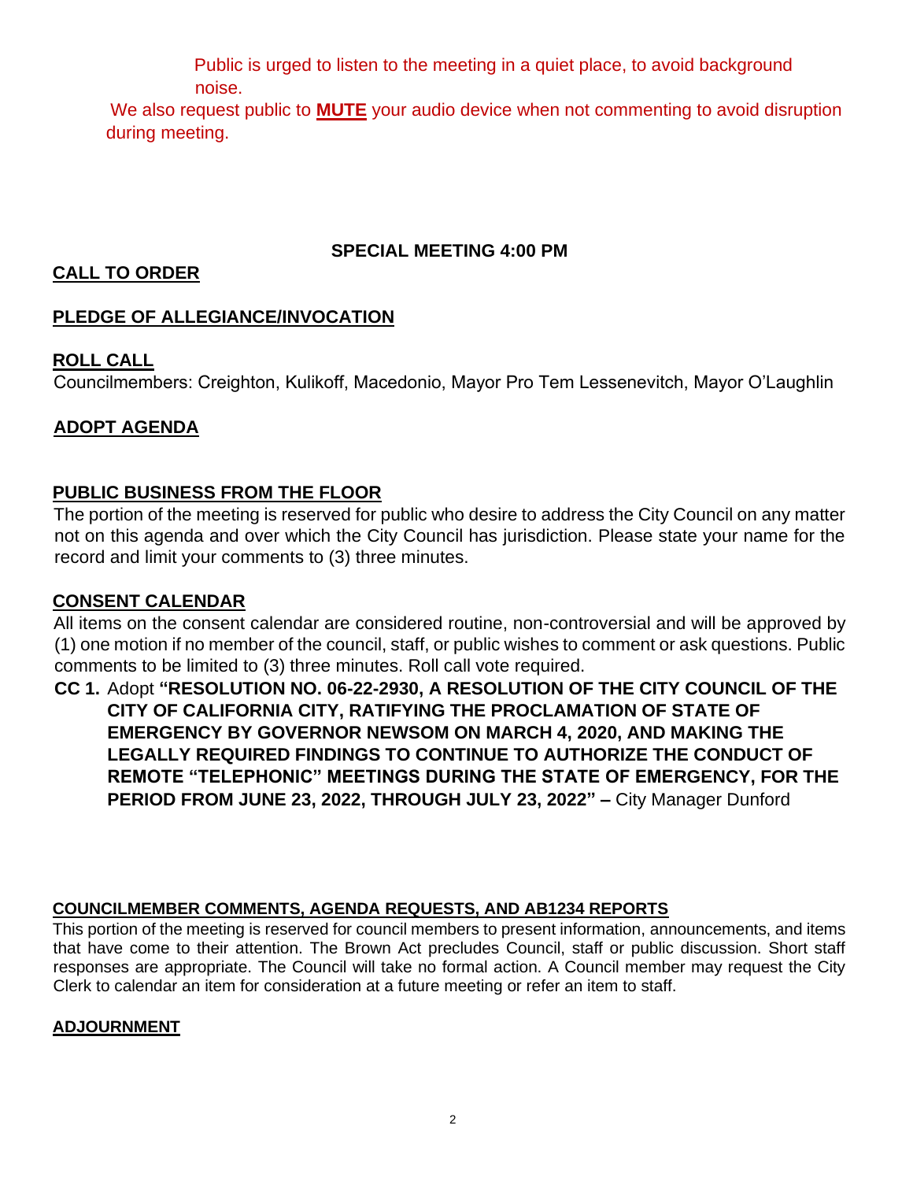Public is urged to listen to the meeting in a quiet place, to avoid background noise.

We also request public to **MUTE** your audio device when not commenting to avoid disruption during meeting.

**SPECIAL MEETING 4:00 PM**

## CALL TO ORDER

## PLEDGE OF ALLEGIANCE/INVOCATION

## ROLL CALL

Councilmembers: Creighton, Kulikoff, Macedonio, Mayor Pro Tem Lessenevitch, Mayor O'Laughlin

## ADOPT AGENDA

## PUBLIC BUSINESS FROM THE FLOOR

The portion of the meeting is reserved for public who desire to address the City Council on any matter not on this agenda and over which the City Council has jurisdiction. Please state your name for the record and limit your comments to (3) three minutes.

## CONSENT CALENDAR

All items on the consent calendar are considered routine, non-controversial and will be approved by (1) one motion if no member of the council, staff, or public wishes to comment or ask questions. Public comments to be limited to (3) three minutes. Roll call vote required.

**CC 1.** Adopt **"RESOLUTION NO. 06-22-2930, A RESOLUTION OF THE CITY COUNCIL OF THE CITY OF CALIFORNIA CITY, RATIFYING THE PROCLAMATION OF STATE OF EMERGENCY BY GOVERNOR NEWSOM ON MARCH 4, 2020, AND MAKING THE LEGALLY REQUIRED FINDINGS TO CONTINUE TO AUTHORIZE THE CONDUCT OF REMOTE "TELEPHONIC" MEETINGS DURING THE STATE OF EMERGENCY, FOR THE PERIOD FROM JUNE 23, 2022, THROUGH JULY 23, 2022" –** City Manager Dunford

## COUNCILMEMBER COMMENTS, AGENDA REQUESTS, AND AB1234 REPORTS

This portion of the meeting is reserved for council members to present information, announcements, and items that have come to their attention. The Brown Act precludes Council, staff or public discussion. Short staff responses are appropriate. The Council will take no formal action. A Council member may request the City Clerk to calendar an item for consideration at a future meeting or refer an item to staff.

## ADJOURNMENT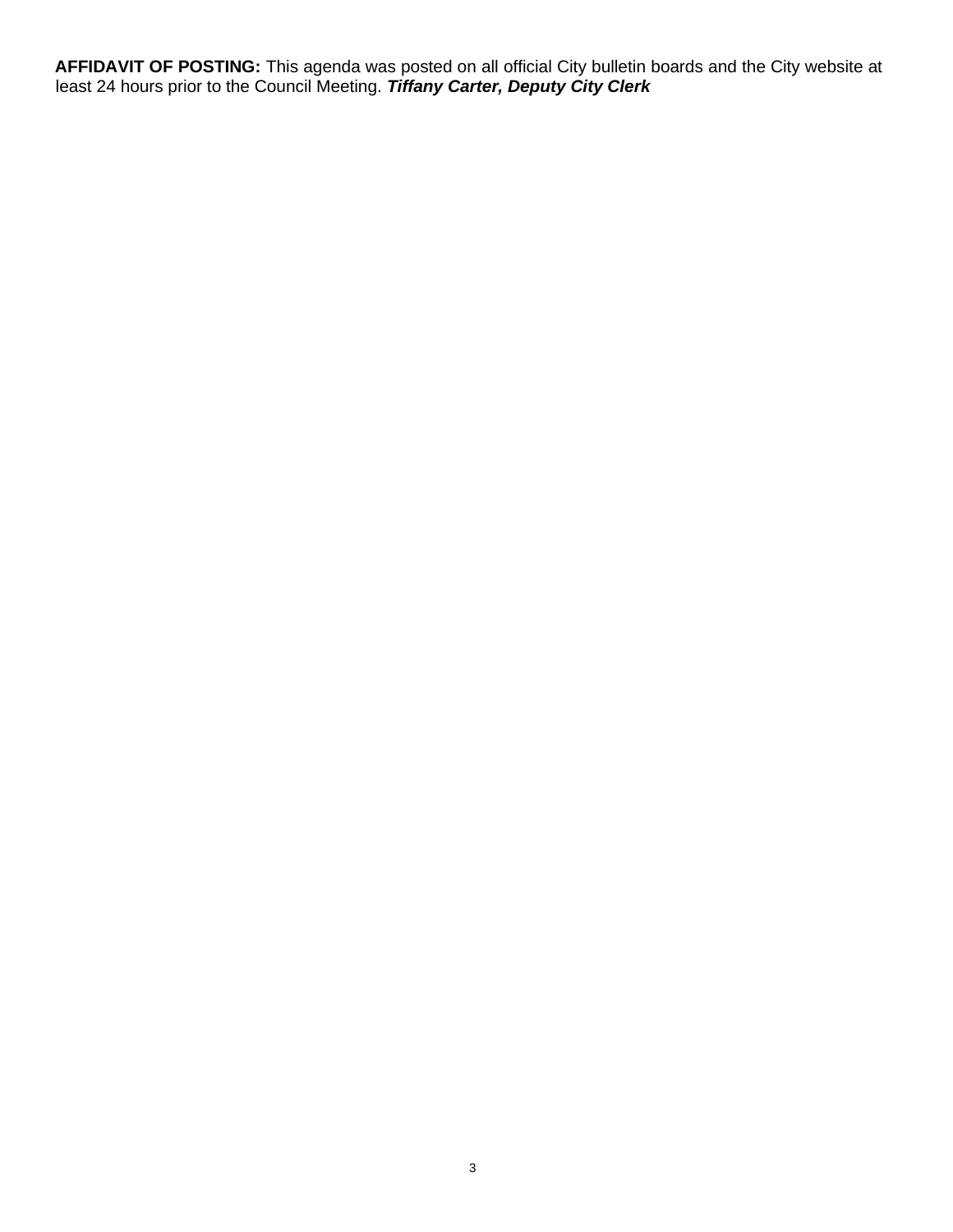**AFFIDAVIT OF POSTING:** This agenda was posted on all official City bulletin boards and the City website at least 24 hours prior to the Council Meeting. ***Tiffany Carter, Deputy City Clerk***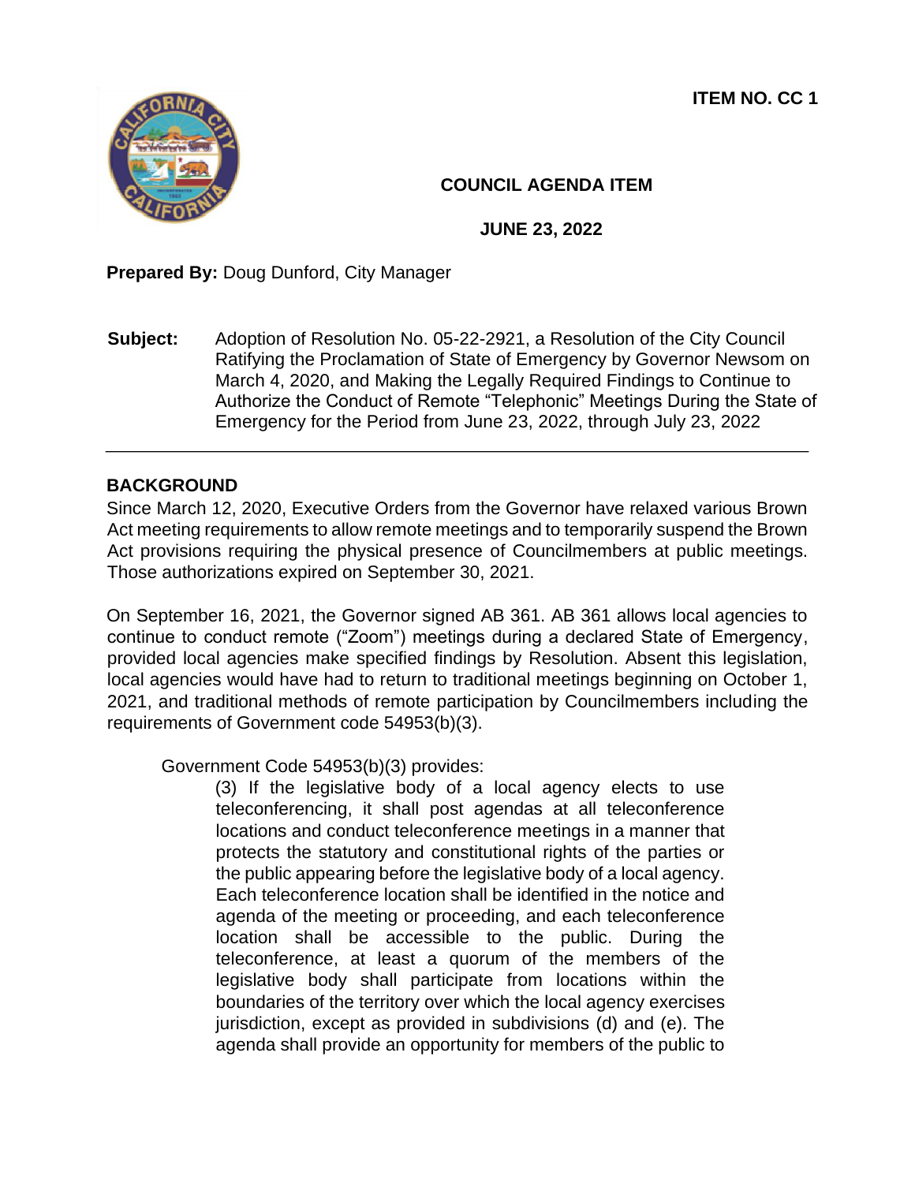**ITEM NO. CC 1**

**COUNCIL AGENDA ITEM**

**JUNE 23, 2022**

**Prepared By:** Doug Dunford, City Manager

**Subject:** Adoption of Resolution No. 05-22-2921, a Resolution of the City Council Ratifying the Proclamation of State of Emergency by Governor Newsom on March 4, 2020, and Making the Legally Required Findings to Continue to Authorize the Conduct of Remote "Telephonic" Meetings During the State of Emergency for the Period from June 23, 2022, through July 23, 2022

---

## BACKGROUND

Since March 12, 2020, Executive Orders from the Governor have relaxed various Brown Act meeting requirements to allow remote meetings and to temporarily suspend the Brown Act provisions requiring the physical presence of Councilmembers at public meetings. Those authorizations expired on September 30, 2021.

On September 16, 2021, the Governor signed AB 361. AB 361 allows local agencies to continue to conduct remote ("Zoom") meetings during a declared State of Emergency, provided local agencies make specified findings by Resolution. Absent this legislation, local agencies would have had to return to traditional meetings beginning on October 1, 2021, and traditional methods of remote participation by Councilmembers including the requirements of Government code 54953(b)(3).

Government Code 54953(b)(3) provides:

> (3) If the legislative body of a local agency elects to use teleconferencing, it shall post agendas at all teleconference locations and conduct teleconference meetings in a manner that protects the statutory and constitutional rights of the parties or the public appearing before the legislative body of a local agency. Each teleconference location shall be identified in the notice and agenda of the meeting or proceeding, and each teleconference location shall be accessible to the public. During the teleconference, at least a quorum of the members of the legislative body shall participate from locations within the boundaries of the territory over which the local agency exercises jurisdiction, except as provided in subdivisions (d) and (e). The agenda shall provide an opportunity for members of the public to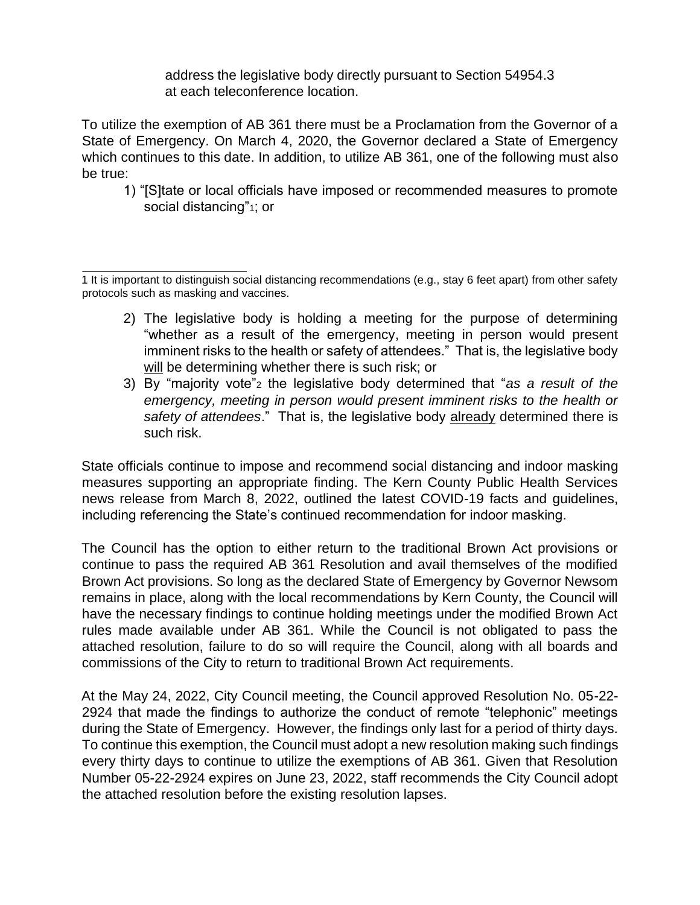address the legislative body directly pursuant to Section 54954.3 at each teleconference location.

To utilize the exemption of AB 361 there must be a Proclamation from the Governor of a State of Emergency. On March 4, 2020, the Governor declared a State of Emergency which continues to this date. In addition, to utilize AB 361, one of the following must also be true:

1) "[S]tate or local officials have imposed or recommended measures to promote social distancing"[1]; or

2) The legislative body is holding a meeting for the purpose of determining "whether as a result of the emergency, meeting in person would present imminent risks to the health or safety of attendees." That is, the legislative body <u>will</u> be determining whether there is such risk; or

3) By "majority vote"[2] the legislative body determined that "*as a result of the emergency, meeting in person would present imminent risks to the health or safety of attendees*." That is, the legislative body <u>already</u> determined there is such risk.

State officials continue to impose and recommend social distancing and indoor masking measures supporting an appropriate finding. The Kern County Public Health Services news release from March 8, 2022, outlined the latest COVID-19 facts and guidelines, including referencing the State's continued recommendation for indoor masking.

The Council has the option to either return to the traditional Brown Act provisions or continue to pass the required AB 361 Resolution and avail themselves of the modified Brown Act provisions. So long as the declared State of Emergency by Governor Newsom remains in place, along with the local recommendations by Kern County, the Council will have the necessary findings to continue holding meetings under the modified Brown Act rules made available under AB 361. While the Council is not obligated to pass the attached resolution, failure to do so will require the Council, along with all boards and commissions of the City to return to traditional Brown Act requirements.

At the May 24, 2022, City Council meeting, the Council approved Resolution No. 05-22-2924 that made the findings to authorize the conduct of remote "telephonic" meetings during the State of Emergency. However, the findings only last for a period of thirty days. To continue this exemption, the Council must adopt a new resolution making such findings every thirty days to continue to utilize the exemptions of AB 361. Given that Resolution Number 05-22-2924 expires on June 23, 2022, staff recommends the City Council adopt the attached resolution before the existing resolution lapses.

---

1 It is important to distinguish social distancing recommendations (e.g., stay 6 feet apart) from other safety protocols such as masking and vaccines.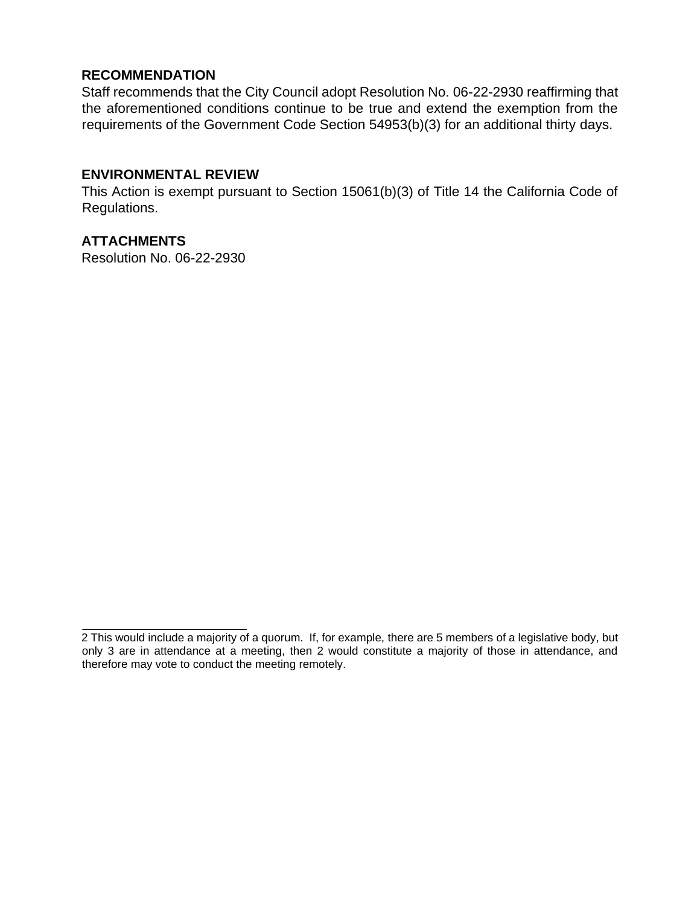**RECOMMENDATION**

Staff recommends that the City Council adopt Resolution No. 06-22-2930 reaffirming that the aforementioned conditions continue to be true and extend the exemption from the requirements of the Government Code Section 54953(b)(3) for an additional thirty days.

**ENVIRONMENTAL REVIEW**

This Action is exempt pursuant to Section 15061(b)(3) of Title 14 the California Code of Regulations.

**ATTACHMENTS**

Resolution No. 06-22-2930

---

2 This would include a majority of a quorum. If, for example, there are 5 members of a legislative body, but only 3 are in attendance at a meeting, then 2 would constitute a majority of those in attendance, and therefore may vote to conduct the meeting remotely.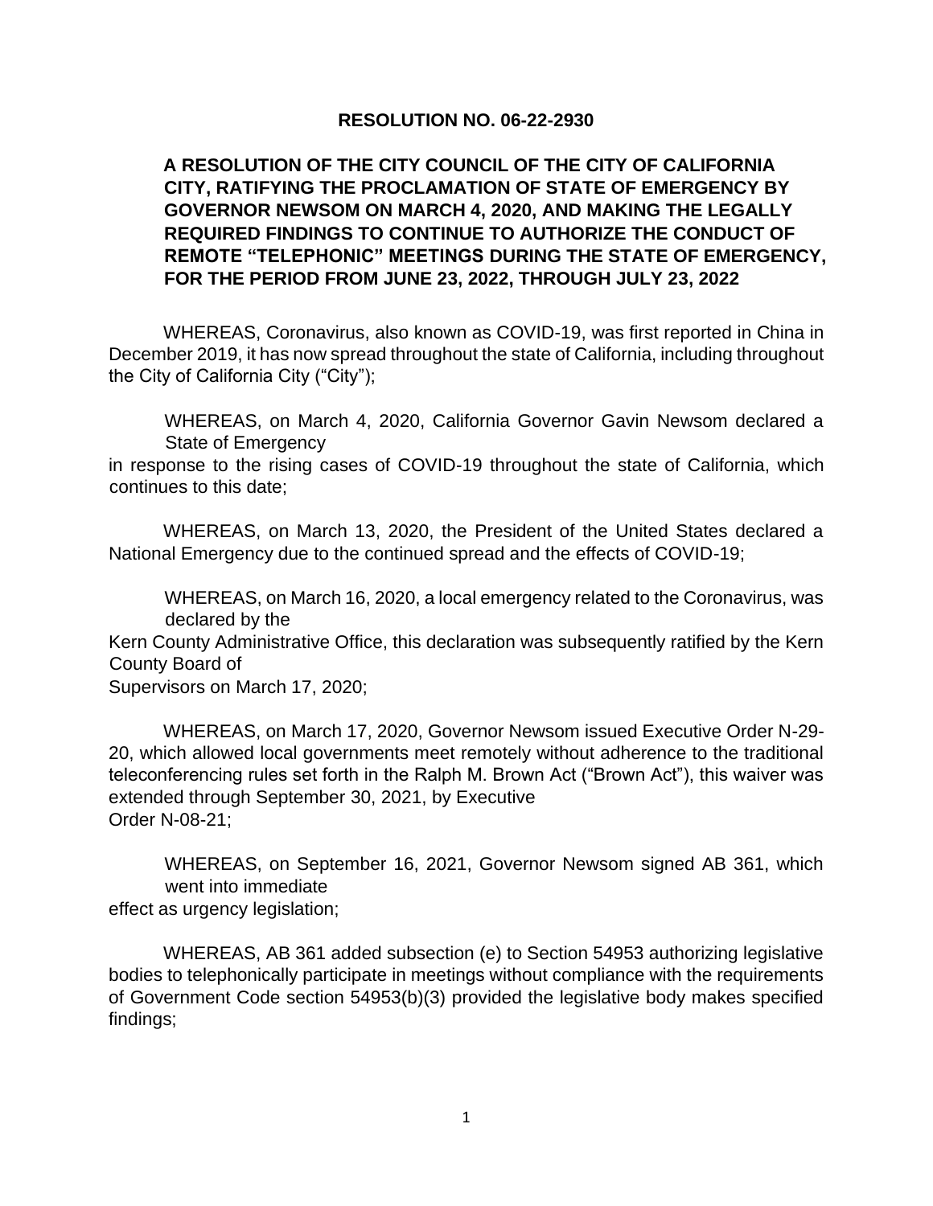**RESOLUTION NO. 06-22-2930**

**A RESOLUTION OF THE CITY COUNCIL OF THE CITY OF CALIFORNIA CITY, RATIFYING THE PROCLAMATION OF STATE OF EMERGENCY BY GOVERNOR NEWSOM ON MARCH 4, 2020, AND MAKING THE LEGALLY REQUIRED FINDINGS TO CONTINUE TO AUTHORIZE THE CONDUCT OF REMOTE "TELEPHONIC" MEETINGS DURING THE STATE OF EMERGENCY, FOR THE PERIOD FROM JUNE 23, 2022, THROUGH JULY 23, 2022**

WHEREAS, Coronavirus, also known as COVID-19, was first reported in China in December 2019, it has now spread throughout the state of California, including throughout the City of California City ("City");

WHEREAS, on March 4, 2020, California Governor Gavin Newsom declared a State of Emergency in response to the rising cases of COVID-19 throughout the state of California, which continues to this date;

WHEREAS, on March 13, 2020, the President of the United States declared a National Emergency due to the continued spread and the effects of COVID-19;

WHEREAS, on March 16, 2020, a local emergency related to the Coronavirus, was declared by the Kern County Administrative Office, this declaration was subsequently ratified by the Kern County Board of Supervisors on March 17, 2020;

WHEREAS, on March 17, 2020, Governor Newsom issued Executive Order N-29-20, which allowed local governments meet remotely without adherence to the traditional teleconferencing rules set forth in the Ralph M. Brown Act ("Brown Act"), this waiver was extended through September 30, 2021, by Executive Order N-08-21;

WHEREAS, on September 16, 2021, Governor Newsom signed AB 361, which went into immediate effect as urgency legislation;

WHEREAS, AB 361 added subsection (e) to Section 54953 authorizing legislative bodies to telephonically participate in meetings without compliance with the requirements of Government Code section 54953(b)(3) provided the legislative body makes specified findings;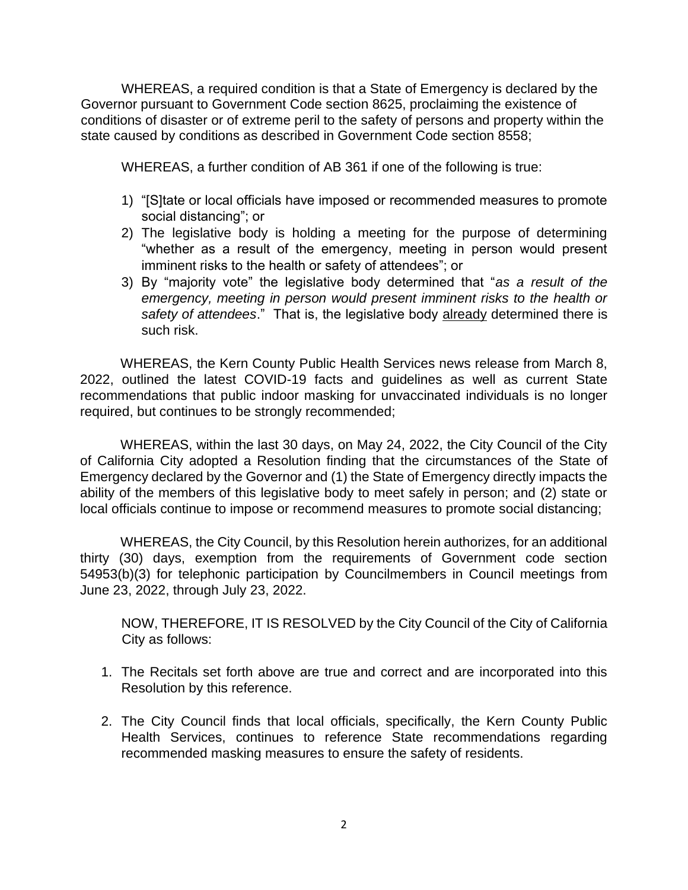WHEREAS, a required condition is that a State of Emergency is declared by the Governor pursuant to Government Code section 8625, proclaiming the existence of conditions of disaster or of extreme peril to the safety of persons and property within the state caused by conditions as described in Government Code section 8558;

WHEREAS, a further condition of AB 361 if one of the following is true:

1) "[S]tate or local officials have imposed or recommended measures to promote social distancing"; or
2) The legislative body is holding a meeting for the purpose of determining "whether as a result of the emergency, meeting in person would present imminent risks to the health or safety of attendees"; or
3) By "majority vote" the legislative body determined that "*as a result of the emergency, meeting in person would present imminent risks to the health or safety of attendees*." That is, the legislative body already determined there is such risk.

WHEREAS, the Kern County Public Health Services news release from March 8, 2022, outlined the latest COVID-19 facts and guidelines as well as current State recommendations that public indoor masking for unvaccinated individuals is no longer required, but continues to be strongly recommended;

WHEREAS, within the last 30 days, on May 24, 2022, the City Council of the City of California City adopted a Resolution finding that the circumstances of the State of Emergency declared by the Governor and (1) the State of Emergency directly impacts the ability of the members of this legislative body to meet safely in person; and (2) state or local officials continue to impose or recommend measures to promote social distancing;

WHEREAS, the City Council, by this Resolution herein authorizes, for an additional thirty (30) days, exemption from the requirements of Government code section 54953(b)(3) for telephonic participation by Councilmembers in Council meetings from June 23, 2022, through July 23, 2022.

NOW, THEREFORE, IT IS RESOLVED by the City Council of the City of California City as follows:

1. The Recitals set forth above are true and correct and are incorporated into this Resolution by this reference.

2. The City Council finds that local officials, specifically, the Kern County Public Health Services, continues to reference State recommendations regarding recommended masking measures to ensure the safety of residents.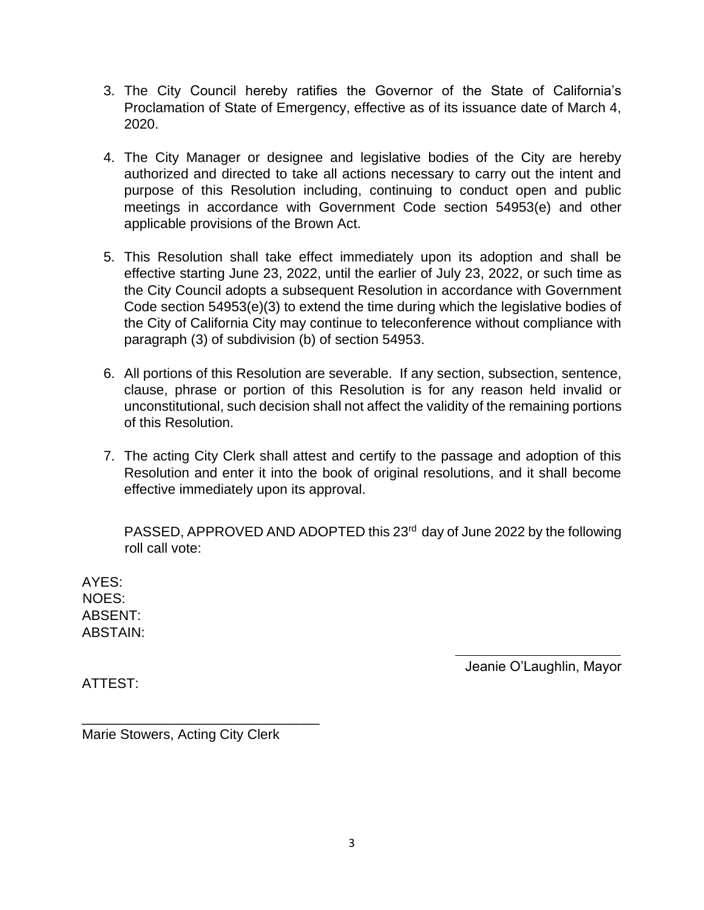3. The City Council hereby ratifies the Governor of the State of California's Proclamation of State of Emergency, effective as of its issuance date of March 4, 2020.

4. The City Manager or designee and legislative bodies of the City are hereby authorized and directed to take all actions necessary to carry out the intent and purpose of this Resolution including, continuing to conduct open and public meetings in accordance with Government Code section 54953(e) and other applicable provisions of the Brown Act.

5. This Resolution shall take effect immediately upon its adoption and shall be effective starting June 23, 2022, until the earlier of July 23, 2022, or such time as the City Council adopts a subsequent Resolution in accordance with Government Code section 54953(e)(3) to extend the time during which the legislative bodies of the City of California City may continue to teleconference without compliance with paragraph (3) of subdivision (b) of section 54953.

6. All portions of this Resolution are severable. If any section, subsection, sentence, clause, phrase or portion of this Resolution is for any reason held invalid or unconstitutional, such decision shall not affect the validity of the remaining portions of this Resolution.

7. The acting City Clerk shall attest and certify to the passage and adoption of this Resolution and enter it into the book of original resolutions, and it shall become effective immediately upon its approval.

PASSED, APPROVED AND ADOPTED this 23rd day of June 2022 by the following roll call vote:

AYES:
NOES:
ABSENT:
ABSTAIN:

\_\_\_\_\_\_\_\_\_\_\_\_\_\_\_\_\_\_\_\_\_\_\_\_
Jeanie O'Laughlin, Mayor

ATTEST:

\_\_\_\_\_\_\_\_\_\_\_\_\_\_\_\_\_\_\_\_\_\_\_\_\_\_\_\_\_\_
Marie Stowers, Acting City Clerk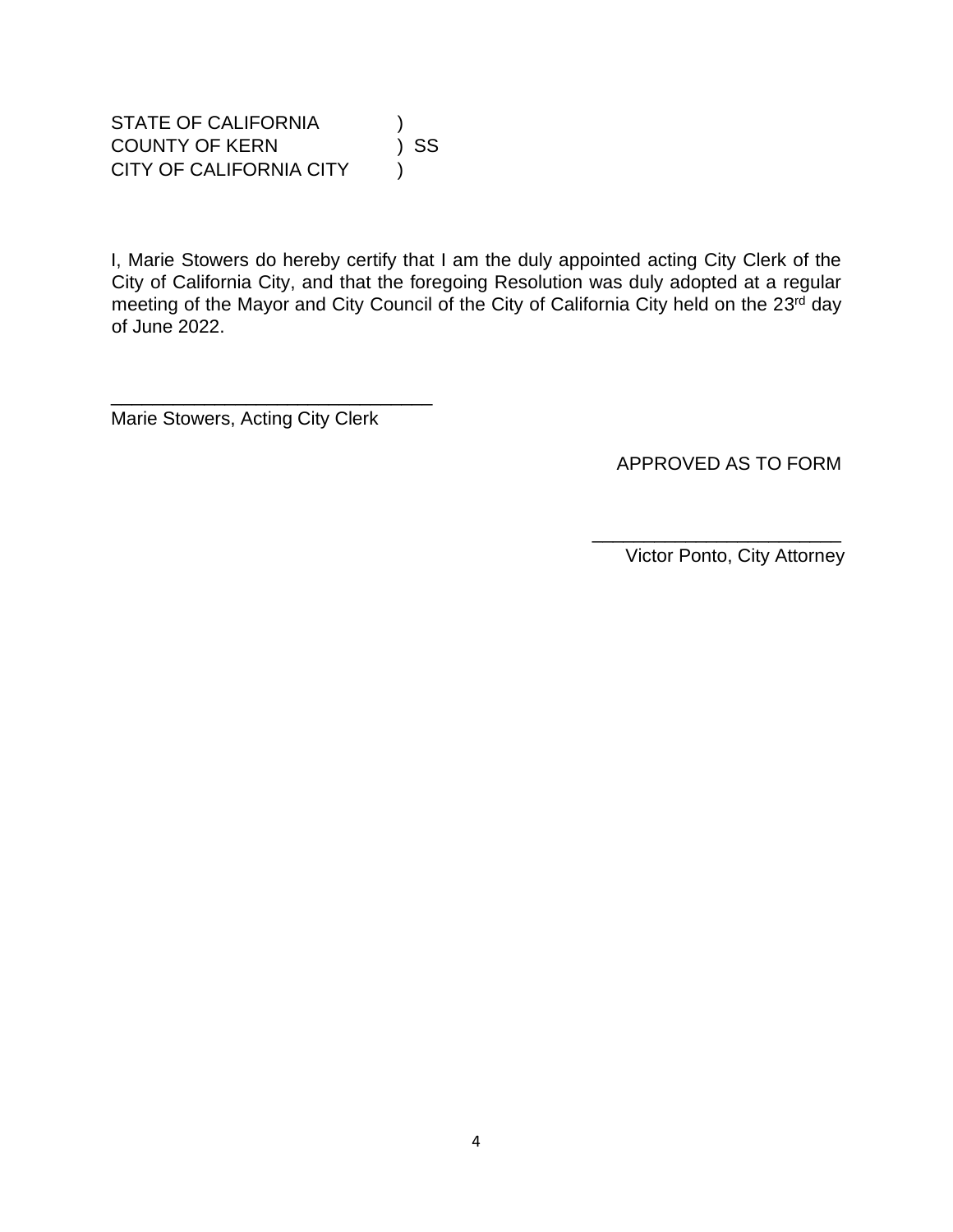STATE OF CALIFORNIA )
COUNTY OF KERN ) SS
CITY OF CALIFORNIA CITY )

I, Marie Stowers do hereby certify that I am the duly appointed acting City Clerk of the City of California City, and that the foregoing Resolution was duly adopted at a regular meeting of the Mayor and City Council of the City of California City held on the 23rd day of June 2022.

_______________________________
Marie Stowers, Acting City Clerk

APPROVED AS TO FORM

________________________
Victor Ponto, City Attorney